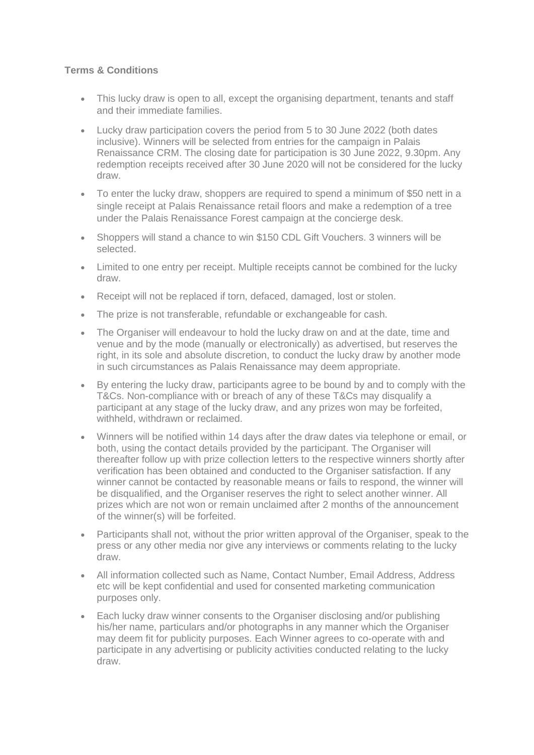**Terms & Conditions**

- This lucky draw is open to all, except the organising department, tenants and staff and their immediate families.
- Lucky draw participation covers the period from 5 to 30 June 2022 (both dates inclusive). Winners will be selected from entries for the campaign in Palais Renaissance CRM. The closing date for participation is 30 June 2022, 9.30pm. Any redemption receipts received after 30 June 2020 will not be considered for the lucky draw.
- To enter the lucky draw, shoppers are required to spend a minimum of $50 nett in a single receipt at Palais Renaissance retail floors and make a redemption of a tree under the Palais Renaissance Forest campaign at the concierge desk.
- Shoppers will stand a chance to win $150 CDL Gift Vouchers. 3 winners will be selected.
- Limited to one entry per receipt. Multiple receipts cannot be combined for the lucky draw.
- Receipt will not be replaced if torn, defaced, damaged, lost or stolen.
- The prize is not transferable, refundable or exchangeable for cash.
- The Organiser will endeavour to hold the lucky draw on and at the date, time and venue and by the mode (manually or electronically) as advertised, but reserves the right, in its sole and absolute discretion, to conduct the lucky draw by another mode in such circumstances as Palais Renaissance may deem appropriate.
- By entering the lucky draw, participants agree to be bound by and to comply with the T&Cs. Non-compliance with or breach of any of these T&Cs may disqualify a participant at any stage of the lucky draw, and any prizes won may be forfeited, withheld, withdrawn or reclaimed.
- Winners will be notified within 14 days after the draw dates via telephone or email, or both, using the contact details provided by the participant. The Organiser will thereafter follow up with prize collection letters to the respective winners shortly after verification has been obtained and conducted to the Organiser satisfaction. If any winner cannot be contacted by reasonable means or fails to respond, the winner will be disqualified, and the Organiser reserves the right to select another winner. All prizes which are not won or remain unclaimed after 2 months of the announcement of the winner(s) will be forfeited.
- Participants shall not, without the prior written approval of the Organiser, speak to the press or any other media nor give any interviews or comments relating to the lucky draw.
- All information collected such as Name, Contact Number, Email Address, Address etc will be kept confidential and used for consented marketing communication purposes only.
- Each lucky draw winner consents to the Organiser disclosing and/or publishing his/her name, particulars and/or photographs in any manner which the Organiser may deem fit for publicity purposes. Each Winner agrees to co-operate with and participate in any advertising or publicity activities conducted relating to the lucky draw.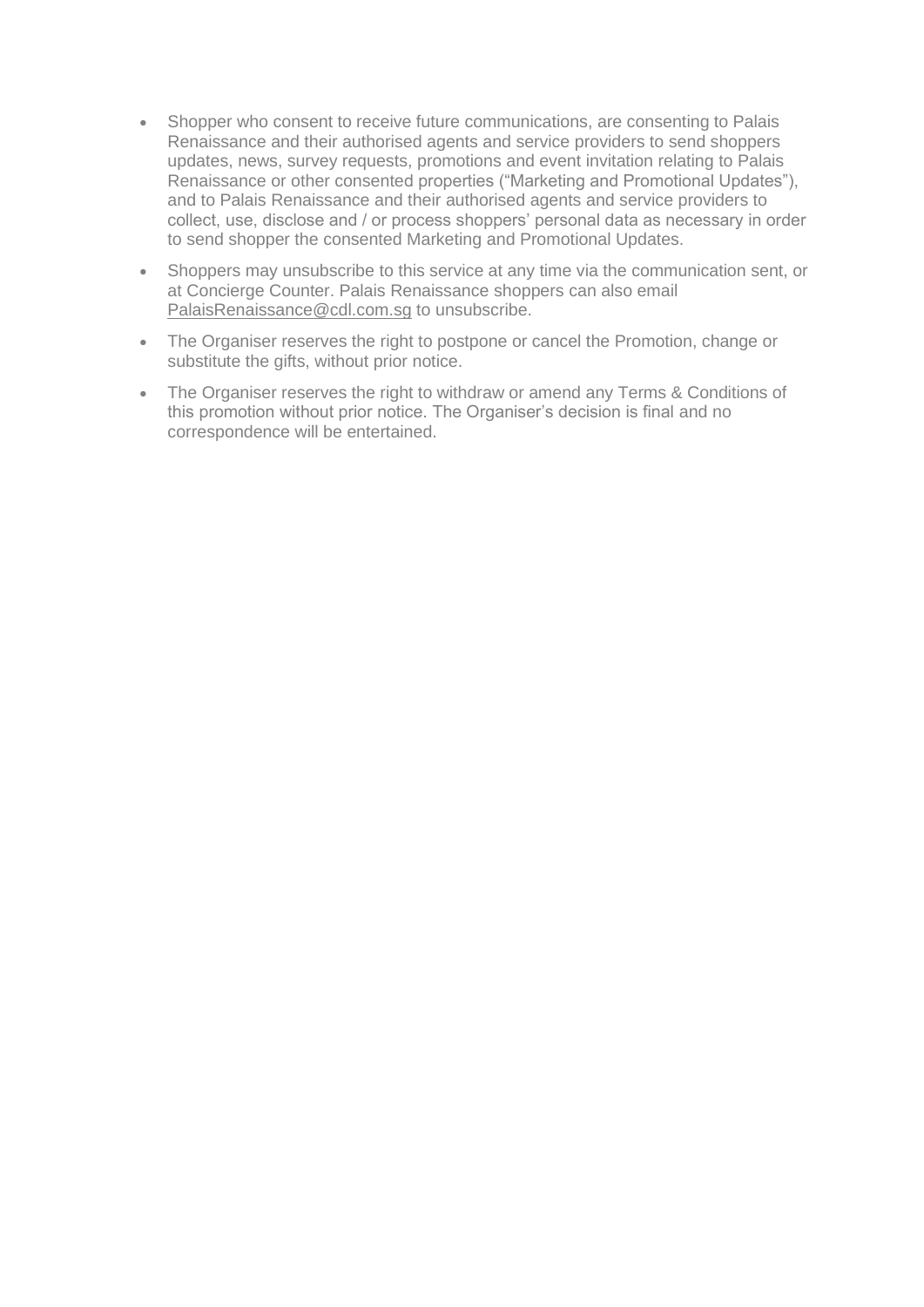- Shopper who consent to receive future communications, are consenting to Palais Renaissance and their authorised agents and service providers to send shoppers updates, news, survey requests, promotions and event invitation relating to Palais Renaissance or other consented properties ("Marketing and Promotional Updates"), and to Palais Renaissance and their authorised agents and service providers to collect, use, disclose and / or process shoppers' personal data as necessary in order to send shopper the consented Marketing and Promotional Updates.
- Shoppers may unsubscribe to this service at any time via the communication sent, or at Concierge Counter. Palais Renaissance shoppers can also email PalaisRenaissance@cdl.com.sg to unsubscribe.
- The Organiser reserves the right to postpone or cancel the Promotion, change or substitute the gifts, without prior notice.
- The Organiser reserves the right to withdraw or amend any Terms & Conditions of this promotion without prior notice. The Organiser's decision is final and no correspondence will be entertained.